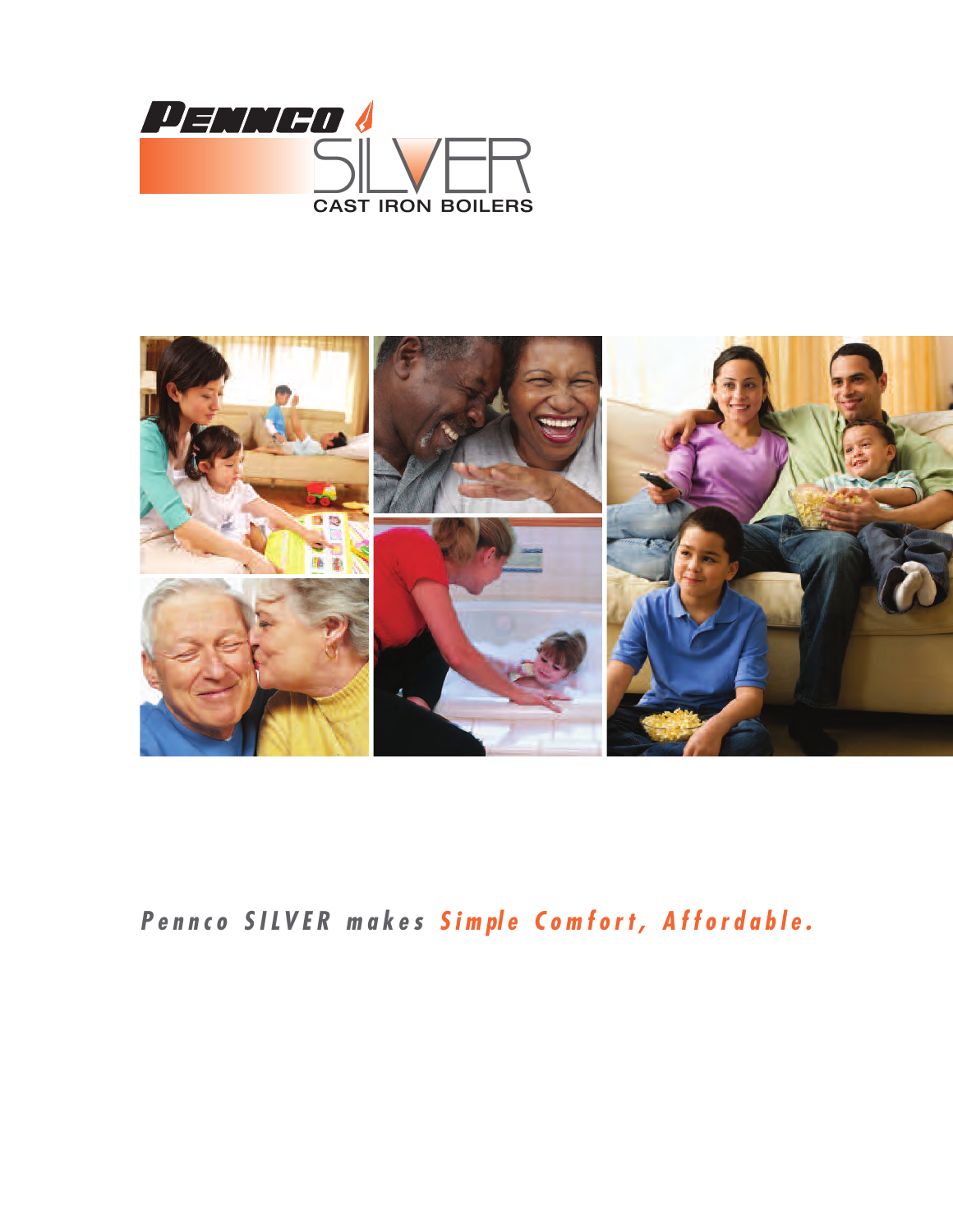# PENNCO SILVER

CAST IRON BOILERS

*Pennco SILVER makes **Simple Comfort, Affordable.***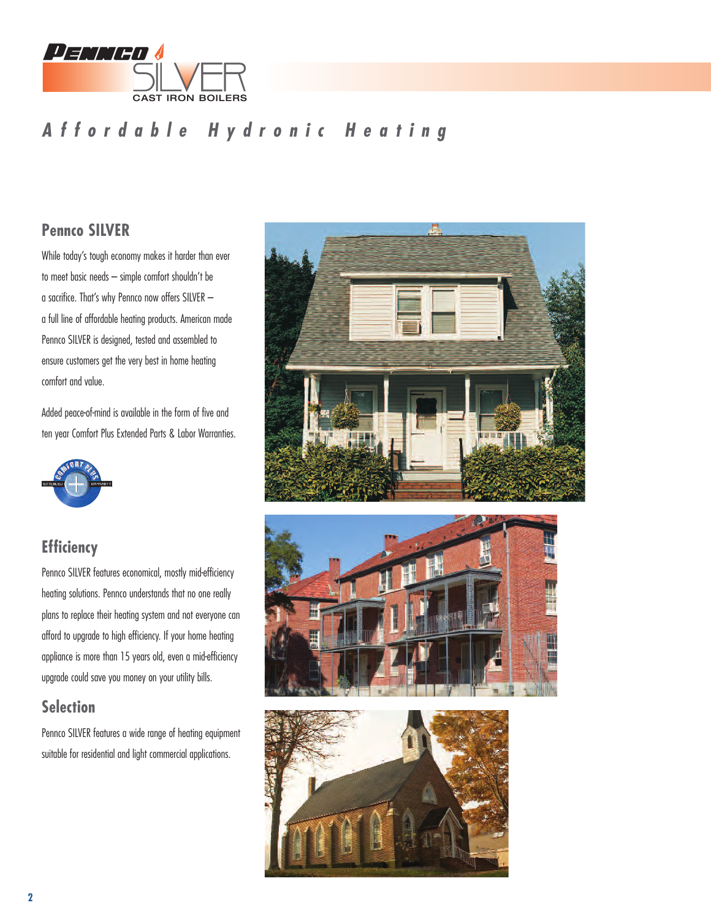# Pennco SILVER CAST IRON BOILERS

## Affordable Hydronic Heating

### Pennco SILVER

While today's tough economy makes it harder than ever to meet basic needs – simple comfort shouldn't be a sacrifice. That's why Pennco now offers SILVER – a full line of affordable heating products. American made Pennco SILVER is designed, tested and assembled to ensure customers get the very best in home heating comfort and value.

Added peace-of-mind is available in the form of five and ten year Comfort Plus Extended Parts & Labor Warranties.

### Efficiency

Pennco SILVER features economical, mostly mid-efficiency heating solutions. Pennco understands that no one really plans to replace their heating system and not everyone can afford to upgrade to high efficiency. If your home heating appliance is more than 15 years old, even a mid-efficiency upgrade could save you money on your utility bills.

### Selection

Pennco SILVER features a wide range of heating equipment suitable for residential and light commercial applications.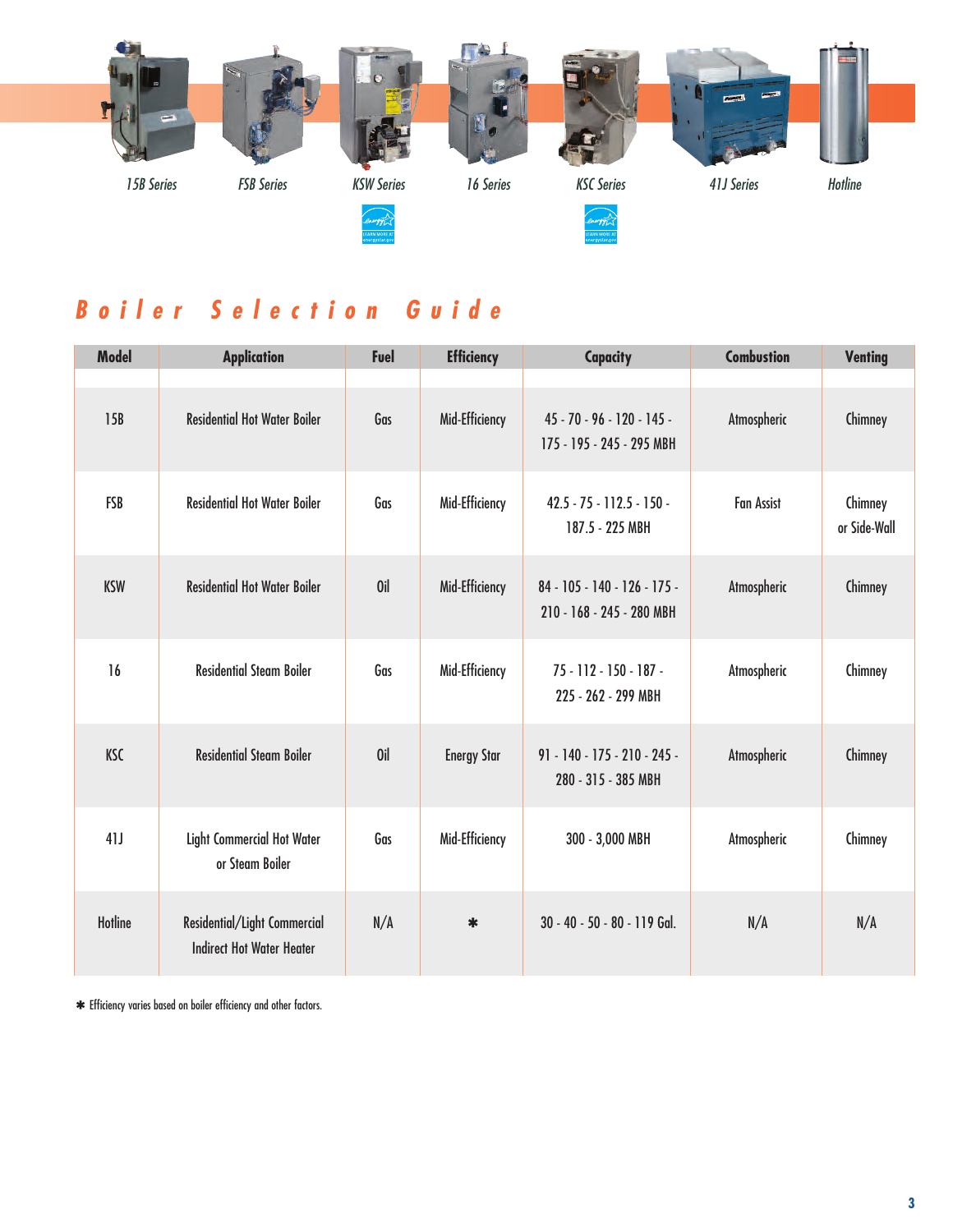15B Series FSB Series KSW Series 16 Series KSC Series 41J Series Hotline

# Boiler Selection Guide

| Model | Application | Fuel | Efficiency | Capacity | Combustion | Venting |
|---|---|---|---|---|---|---|
| 15B | Residential Hot Water Boiler | Gas | Mid-Efficiency | 45 - 70 - 96 - 120 - 145 - 175 - 195 - 245 - 295 MBH | Atmospheric | Chimney |
| FSB | Residential Hot Water Boiler | Gas | Mid-Efficiency | 42.5 - 75 - 112.5 - 150 - 187.5 - 225 MBH | Fan Assist | Chimney or Side-Wall |
| KSW | Residential Hot Water Boiler | Oil | Mid-Efficiency | 84 - 105 - 140 - 126 - 175 - 210 - 168 - 245 - 280 MBH | Atmospheric | Chimney |
| 16 | Residential Steam Boiler | Gas | Mid-Efficiency | 75 - 112 - 150 - 187 - 225 - 262 - 299 MBH | Atmospheric | Chimney |
| KSC | Residential Steam Boiler | Oil | Energy Star | 91 - 140 - 175 - 210 - 245 - 280 - 315 - 385 MBH | Atmospheric | Chimney |
| 41J | Light Commercial Hot Water or Steam Boiler | Gas | Mid-Efficiency | 300 - 3,000 MBH | Atmospheric | Chimney |
| Hotline | Residential/Light Commercial Indirect Hot Water Heater | N/A | * | 30 - 40 - 50 - 80 - 119 Gal. | N/A | N/A |

* Efficiency varies based on boiler efficiency and other factors.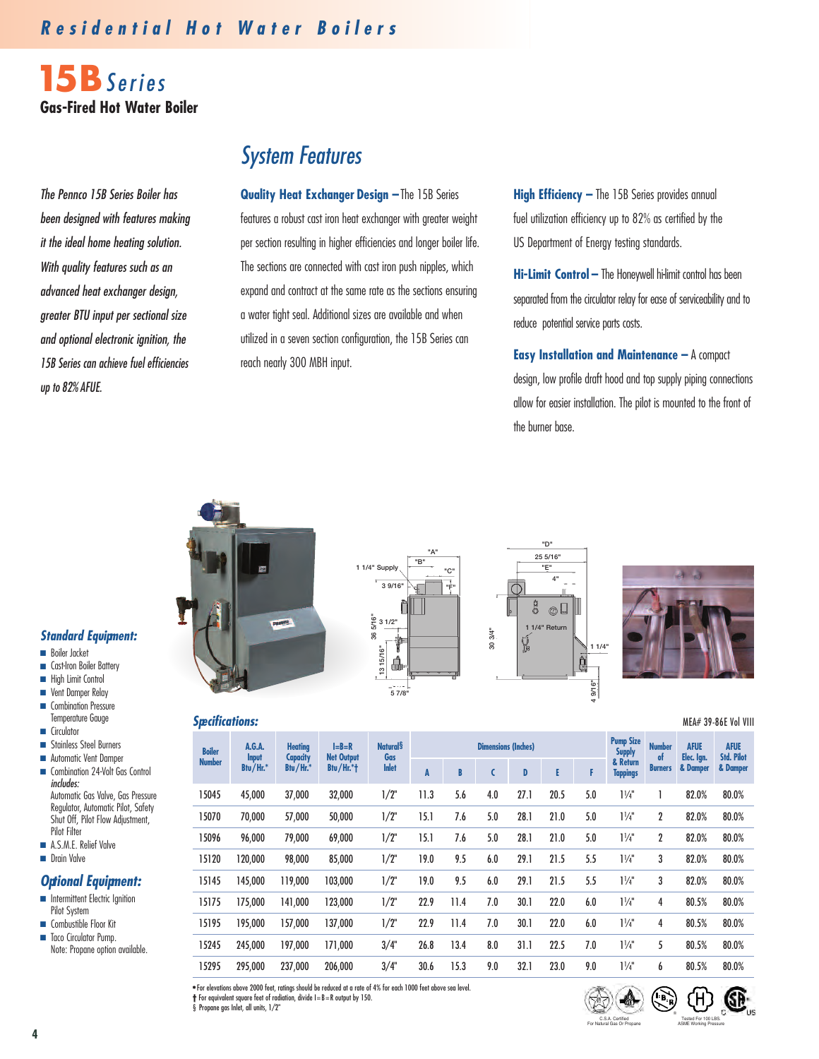# 15B Series

## Gas-Fired Hot Water Boiler

*The Pennco 15B Series Boiler has been designed with features making it the ideal home heating solution. With quality features such as an advanced heat exchanger design, greater BTU input per sectional size and optional electronic ignition, the 15B Series can achieve fuel efficiencies up to 82% AFUE.*

## System Features

**Quality Heat Exchanger Design –** The 15B Series features a robust cast iron heat exchanger with greater weight per section resulting in higher efficiencies and longer boiler life. The sections are connected with cast iron push nipples, which expand and contract at the same rate as the sections ensuring a water tight seal. Additional sizes are available and when utilized in a seven section configuration, the 15B Series can reach nearly 300 MBH input.

**High Efficiency –** The 15B Series provides annual fuel utilization efficiency up to 82% as certified by the US Department of Energy testing standards.

**Hi-Limit Control –** The Honeywell hi-limit control has been separated from the circulator relay for ease of serviceability and to reduce potential service parts costs.

**Easy Installation and Maintenance –** A compact design, low profile draft hood and top supply piping connections allow for easier installation. The pilot is mounted to the front of the burner base.

### Standard Equipment:

- Boiler Jacket
- Cast-Iron Boiler Battery
- High Limit Control
- Vent Damper Relay
- Combination Pressure Temperature Gauge
- Circulator
- Stainless Steel Burners
- Automatic Vent Damper
- Combination 24-Volt Gas Control *includes:* Automatic Gas Valve, Gas Pressure Regulator, Automatic Pilot, Safety Shut Off, Pilot Flow Adjustment, Pilot Filter
- A.S.M.E. Relief Valve
- Drain Valve

### Optional Equipment:

- Intermittent Electric Ignition Pilot System
- Combustible Floor Kit
- Taco Circulator Pump.

Note: Propane option available.

### Specifications:

MEA# 39-86E Vol VIII

| Boiler Number | A.G.A. Input Btu/Hr.* | Heating Capacity Btu/Hr.* | I=B=R Net Output Btu/Hr.*† | Natural§ Gas Inlet | Dimensions (Inches) | | | | | | Pump Size Supply & Return Tappings | Number of Burners | AFUE Elec. Ign. & Damper | AFUE Std. Pilot & Damper |
|---|---|---|---|---|---|---|---|---|---|---|---|---|---|---|
| | | | | | A | B | C | D | E | F | | | | |
| 15045 | 45,000 | 37,000 | 32,000 | 1/2" | 11.3 | 5.6 | 4.0 | 27.1 | 20.5 | 5.0 | 1¼" | 1 | 82.0% | 80.0% |
| 15070 | 70,000 | 57,000 | 50,000 | 1/2" | 15.1 | 7.6 | 5.0 | 28.1 | 21.0 | 5.0 | 1¼" | 2 | 82.0% | 80.0% |
| 15096 | 96,000 | 79,000 | 69,000 | 1/2" | 15.1 | 7.6 | 5.0 | 28.1 | 21.0 | 5.0 | 1¼" | 2 | 82.0% | 80.0% |
| 15120 | 120,000 | 98,000 | 85,000 | 1/2" | 19.0 | 9.5 | 6.0 | 29.1 | 21.5 | 5.5 | 1¼" | 3 | 82.0% | 80.0% |
| 15145 | 145,000 | 119,000 | 103,000 | 1/2" | 19.0 | 9.5 | 6.0 | 29.1 | 21.5 | 5.5 | 1¼" | 3 | 82.0% | 80.0% |
| 15175 | 175,000 | 141,000 | 123,000 | 1/2" | 22.9 | 11.4 | 7.0 | 30.1 | 22.0 | 6.0 | 1¼" | 4 | 80.5% | 80.0% |
| 15195 | 195,000 | 157,000 | 137,000 | 1/2" | 22.9 | 11.4 | 7.0 | 30.1 | 22.0 | 6.0 | 1¼" | 4 | 80.5% | 80.0% |
| 15245 | 245,000 | 197,000 | 171,000 | 3/4" | 26.8 | 13.4 | 8.0 | 31.1 | 22.5 | 7.0 | 1¼" | 5 | 80.5% | 80.0% |
| 15295 | 295,000 | 237,000 | 206,000 | 3/4" | 30.6 | 15.3 | 9.0 | 32.1 | 23.0 | 9.0 | 1¼" | 6 | 80.5% | 80.0% |

* For elevations above 2000 feet, ratings should be reduced at a rate of 4% for each 1000 feet above sea level.
† For equivalent square feet of radiation, divide I=B=R output by 150.
§ Propane gas Inlet, all units, 1/2"

C.S.A. Certified For Natural Gas Or Propane

Tested For 100 LBS. ASME Working Pressure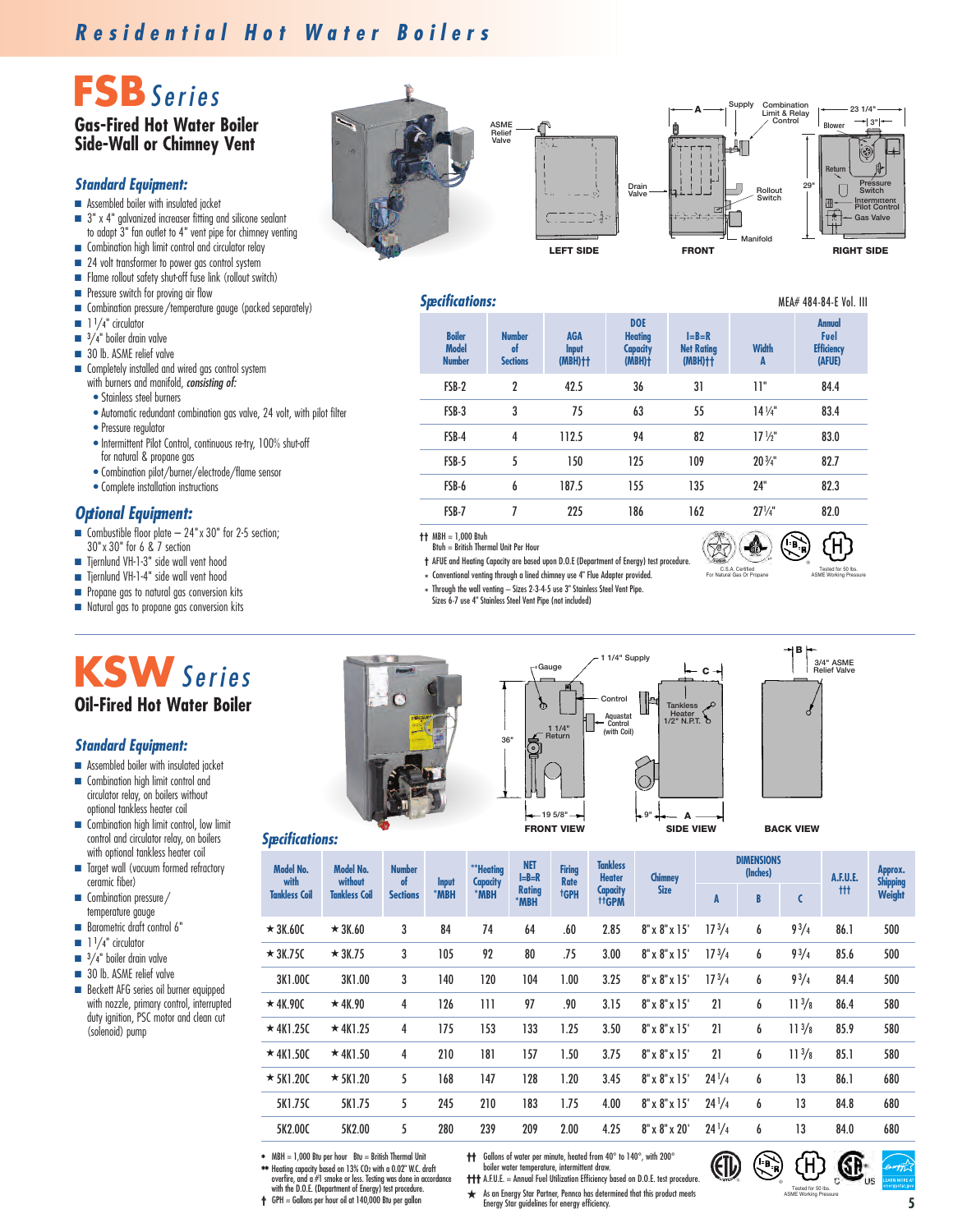# FSB Series

## Gas-Fired Hot Water Boiler Side-Wall or Chimney Vent

### *Standard Equipment:*

- Assembled boiler with insulated jacket
- 3" x 4" galvanized increaser fitting and silicone sealant to adapt 3" fan outlet to 4" vent pipe for chimney venting
- Combination high limit control and circulator relay
- 24 volt transformer to power gas control system
- Flame rollout safety shut-off fuse link (rollout switch)
- Pressure switch for proving air flow
- Combination pressure/temperature gauge (packed separately)
- 1 1/4" circulator
- 3/4" boiler drain valve
- 30 lb. ASME relief valve
- Completely installed and wired gas control system with burners and manifold, *consisting of:*
  - Stainless steel burners
  - Automatic redundant combination gas valve, 24 volt, with pilot filter
  - Pressure regulator
  - Intermittent Pilot Control, continuous re-try, 100% shut-off for natural & propane gas
  - Combination pilot/burner/electrode/flame sensor
  - Complete installation instructions

### *Optional Equipment:*

- Combustible floor plate – 24" x 30" for 2-5 section; 30" x 30" for 6 & 7 section
- Tjernlund VH-1-3" side wall vent hood
- Tjernlund VH-1-4" side wall vent hood
- Propane gas to natural gas conversion kits
- Natural gas to propane gas conversion kits

LEFT SIDE — ASME Relief Valve

FRONT — A, Supply, Combination Limit & Relay Control, Drain Valve, Rollout Switch, Manifold

RIGHT SIDE — 23 1/4", 3", Blower, Return, 29", Pressure Switch, Intermittent Pilot Control, Gas Valve

### *Specifications:*

MEA# 484-84-E Vol. III

| Boiler Model Number | Number of Sections | AGA Input (MBH)†† | DOE Heating Capacity (MBH)† | I=B=R Net Rating (MBH)†† | Width A | Annual Fuel Efficiency (AFUE) |
|---|---|---|---|---|---|---|
| FSB-2 | 2 | 42.5 | 36 | 31 | 11" | 84.4 |
| FSB-3 | 3 | 75 | 63 | 55 | 14 1/4" | 83.4 |
| FSB-4 | 4 | 112.5 | 94 | 82 | 17 1/2" | 83.0 |
| FSB-5 | 5 | 150 | 125 | 109 | 20 3/4" | 82.7 |
| FSB-6 | 6 | 187.5 | 155 | 135 | 24" | 82.3 |
| FSB-7 | 7 | 225 | 186 | 162 | 27 1/4" | 82.0 |

†† MBH = 1,000 Btuh
Btuh = British Thermal Unit Per Hour

† AFUE and Heating Capacity are based upon D.O.E (Department of Energy) test procedure.

* Conventional venting through a lined chimney use 4" Flue Adapter provided.

* Through the wall venting – Sizes 2-3-4-5 use 3" Stainless Steel Vent Pipe. Sizes 6-7 use 4" Stainless Steel Vent Pipe (not included)

C.S.A. Certified For Natural Gas Or Propane

Tested for 50 lbs. ASME Working Pressure

# KSW Series

## Oil-Fired Hot Water Boiler

### *Standard Equipment:*

- Assembled boiler with insulated jacket
- Combination high limit control and circulator relay, on boilers without optional tankless heater coil
- Combination high limit control, low limit control and circulator relay, on boilers with optional tankless heater coil
- Target wall (vacuum formed refractory ceramic fiber)
- Combination pressure/temperature gauge
- Barometric draft control 6"
- 1 1/4" circulator
- 3/4" boiler drain valve
- 30 lb. ASME relief valve
- Beckett AFG series oil burner equipped with nozzle, primary control, interrupted duty ignition, PSC motor and clean cut (solenoid) pump

FRONT VIEW — Gauge, 1 1/4" Supply, Control, 1 1/4" Return, 36", 19 5/8"

SIDE VIEW — C, Tankless Heater 1/2" N.P.T., Aquastat Control (with Coil), 9", A

BACK VIEW — B, 3/4" ASME Relief Valve

### *Specifications:*

| Model No. with Tankless Coil | Model No. without Tankless Coil | Number of Sections | Input *MBH | **Heating Capacity *MBH | NET I=B=R Rating *MBH | Firing Rate †GPH | Tankless Heater Capacity ††GPM | Chimney Size | DIMENSIONS (Inches) A | B | C | A.F.U.E. ††† | Approx. Shipping Weight |
|---|---|---|---|---|---|---|---|---|---|---|---|---|---|
| ★3K.60C | ★3K.60 | 3 | 84 | 74 | 64 | .60 | 2.85 | 8" x 8" x 15' | 17 3/4 | 6 | 9 3/4 | 86.1 | 500 |
| ★3K.75C | ★3K.75 | 3 | 105 | 92 | 80 | .75 | 3.00 | 8" x 8" x 15' | 17 3/4 | 6 | 9 3/4 | 85.6 | 500 |
| 3K1.00C | 3K1.00 | 3 | 140 | 120 | 104 | 1.00 | 3.25 | 8" x 8" x 15' | 17 3/4 | 6 | 9 3/4 | 84.4 | 500 |
| ★4K.90C | ★4K.90 | 4 | 126 | 111 | 97 | .90 | 3.15 | 8" x 8" x 15' | 21 | 6 | 11 3/8 | 86.4 | 580 |
| ★4K1.25C | ★4K1.25 | 4 | 175 | 153 | 133 | 1.25 | 3.50 | 8" x 8" x 15' | 21 | 6 | 11 3/8 | 85.9 | 580 |
| ★4K1.50C | ★4K1.50 | 4 | 210 | 181 | 157 | 1.50 | 3.75 | 8" x 8" x 15' | 21 | 6 | 11 3/8 | 85.1 | 580 |
| ★5K1.20C | ★5K1.20 | 5 | 168 | 147 | 128 | 1.20 | 3.45 | 8" x 8" x 15' | 24 1/4 | 6 | 13 | 86.1 | 680 |
| 5K1.75C | 5K1.75 | 5 | 245 | 210 | 183 | 1.75 | 4.00 | 8" x 8" x 15' | 24 1/4 | 6 | 13 | 84.8 | 680 |
| 5K2.00C | 5K2.00 | 5 | 280 | 239 | 209 | 2.00 | 4.25 | 8" x 8" x 20' | 24 1/4 | 6 | 13 | 84.0 | 680 |

\* MBH = 1,000 Btu per hour   Btu = British Thermal Unit

** Heating capacity based on 13% $CO_2$ with a 0.02" W.C. draft overfire, and a #1 smoke or less. Testing was done in accordance with the D.O.E. (Department of Energy) test procedure.

† GPH = Gallons per hour oil at 140,000 Btu per gallon

†† Gallons of water per minute, heated from 40° to 140°, with 200° boiler water temperature, intermittent draw.

††† A.F.U.E. = Annual Fuel Utilization Efficiency based on D.O.E. test procedure.

★ As an Energy Star Partner, Pennco has determined that this product meets Energy Star guidelines for energy efficiency.

Tested for 50 lbs. ASME Working Pressure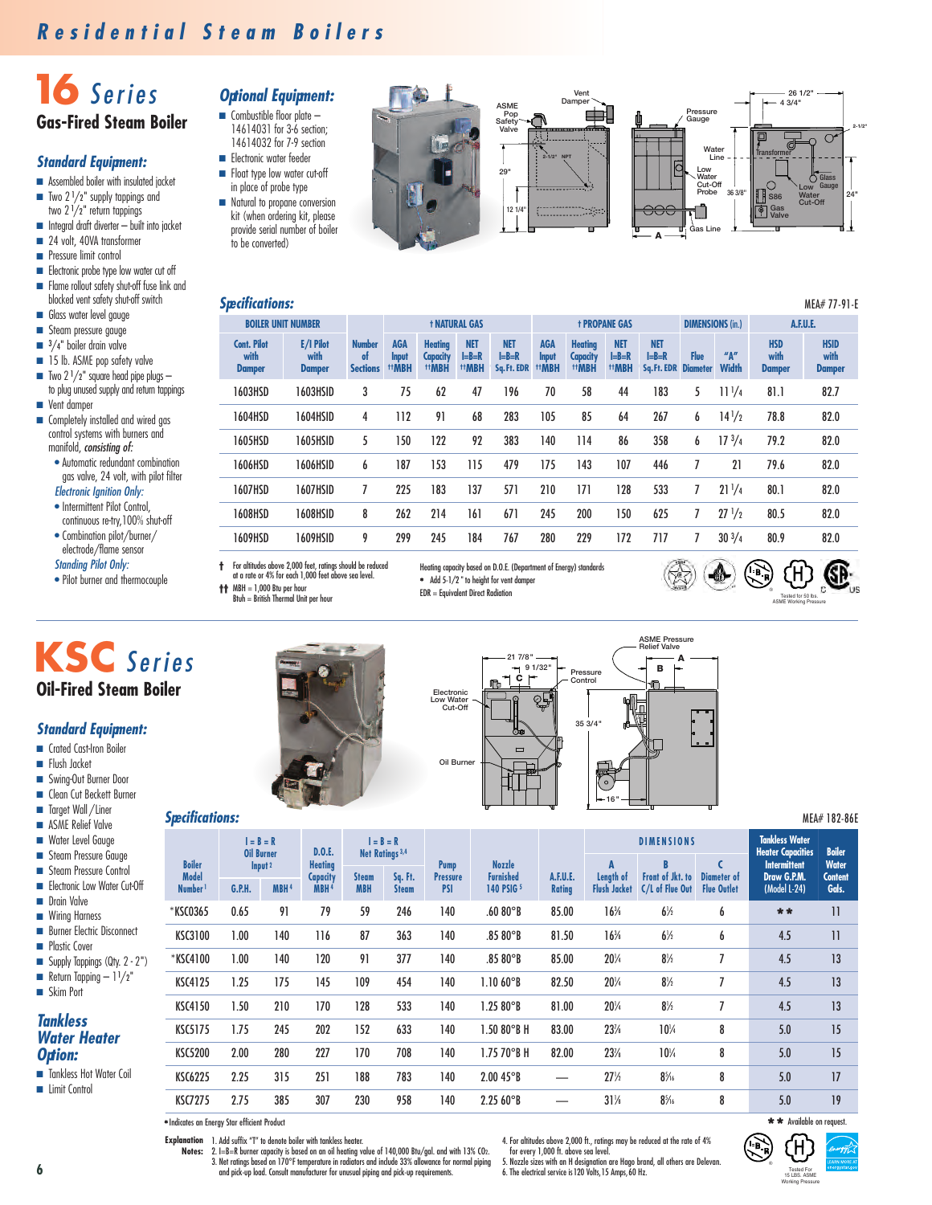# Residential Steam Boilers

## 16 Series

### Gas-Fired Steam Boiler

#### Standard Equipment:

- Assembled boiler with insulated jacket
- Two 2 1/2" supply tappings and two 2 1/2" return tappings
- Integral draft diverter – built into jacket
- 24 volt, 40VA transformer
- Pressure limit control
- Electronic probe type low water cut off
- Flame rollout safety shut-off fuse link and blocked vent safety shut-off switch
- Glass water level gauge
- Steam pressure gauge
- 3/4" boiler drain valve
- 15 lb. ASME pop safety valve
- Two 2 1/2" square head pipe plugs – to plug unused supply and return tappings
- Vent damper
- Completely installed and wired gas control systems with burners and manifold, *consisting of:*
  - Automatic redundant combination gas valve, 24 volt, with pilot filter

  *Electronic Ignition Only:*
  - Intermittent Pilot Control, continuous re-try,100% shut-off
  - Combination pilot/burner/electrode/flame sensor

  *Standing Pilot Only:*
  - Pilot burner and thermocouple

#### Optional Equipment:

- Combustible floor plate – 14614031 for 3-6 section; 14614032 for 7-9 section
- Electronic water feeder
- Float type low water cut-off in place of probe type
- Natural to propane conversion kit (when ordering kit, please provide serial number of boiler to be converted)

#### Specifications:

MEA# 77-91-E

| BOILER UNIT NUMBER | | | † NATURAL GAS | | | | † PROPANE GAS | | | | DIMENSIONS (in.) | | A.F.U.E. | |
|---|---|---|---|---|---|---|---|---|---|---|---|---|---|---|
| Cont. Pilot with Damper | E/I Pilot with Damper | Number of Sections | AGA Input ††MBH | Heating Capacity ††MBH | NET I=B=R ††MBH | NET I=B=R Sq. Ft. EDR | AGA Input ††MBH | Heating Capacity ††MBH | NET I=B=R ††MBH | NET I=B=R Sq. Ft. EDR | Flue Diameter | "A" Width | HSD with Damper | HSID with Damper |
| 1603HSD | 1603HSID | 3 | 75 | 62 | 47 | 196 | 70 | 58 | 44 | 183 | 5 | 11 1/4 | 81.1 | 82.7 |
| 1604HSD | 1604HSID | 4 | 112 | 91 | 68 | 283 | 105 | 85 | 64 | 267 | 6 | 14 1/2 | 78.8 | 82.0 |
| 1605HSD | 1605HSID | 5 | 150 | 122 | 92 | 383 | 140 | 114 | 86 | 358 | 6 | 17 3/4 | 79.2 | 82.0 |
| 1606HSD | 1606HSID | 6 | 187 | 153 | 115 | 479 | 175 | 143 | 107 | 446 | 7 | 21 | 79.6 | 82.0 |
| 1607HSD | 1607HSID | 7 | 225 | 183 | 137 | 571 | 210 | 171 | 128 | 533 | 7 | 21 1/4 | 80.1 | 82.0 |
| 1608HSD | 1608HSID | 8 | 262 | 214 | 161 | 671 | 245 | 200 | 150 | 625 | 7 | 27 1/2 | 80.5 | 82.0 |
| 1609HSD | 1609HSID | 9 | 299 | 245 | 184 | 767 | 280 | 229 | 172 | 717 | 7 | 30 3/4 | 80.9 | 82.0 |

† For altitudes above 2,000 feet, ratings should be reduced at a rate or 4% for each 1,000 feet above sea level.
†† MBH = 1,000 Btu per hour
Bruh = British Thermal Unit per hour

Heating capacity based on D.O.E. (Department of Energy) standards
• Add 5-1/2" to height for vent damper
EDR = Equivalent Direct Radiation

Tested for 50 lbs. ASME Working Pressure

## KSC Series

### Oil-Fired Steam Boiler

#### Standard Equipment:

- Crated Cast-Iron Boiler
- Flush Jacket
- Swing-Out Burner Door
- Clean Cut Beckett Burner
- Target Wall / Liner
- ASME Relief Valve
- Water Level Gauge
- Steam Pressure Gauge
- Steam Pressure Control
- Electronic Low Water Cut-Off
- Drain Valve
- Wiring Harness
- Burner Electric Disconnect
- Plastic Cover
- Supply Tappings (Qty. 2 - 2")
- Return Tapping – 1 1/2"
- Skim Port

#### Tankless Water Heater Option:

- Tankless Hot Water Coil
- Limit Control

#### Specifications:

MEA# 182-86E

| Boiler Model Number[1] | I = B = R Oil Burner Input[2] | | D.O.E. Heating Capacity MBH[4] | I = B = R Net Ratings[3,4] | | Pump Pressure PSI | Nozzle Furnished 140 PSIG[5] | A.F.U.E. Rating | DIMENSIONS | | | Tankless Water Heater Capacities Intermittent Draw G.P.M. (Model L-24) | Boiler Water Content Gals. |
|---|---|---|---|---|---|---|---|---|---|---|---|---|---|
| | G.P.H. | MBH[4] | | Steam MBH | Sq. Ft. Steam | | | | A Length of Flush Jacket | B Front of Jkt. to C/L of Flue Out | C Diameter of Flue Outlet | | |
| *KSC0365 | 0.65 | 91 | 79 | 59 | 246 | 140 | .60 80°B | 85.00 | 16⅞ | 6½ | 6 | ** | 11 |
| KSC3100 | 1.00 | 140 | 116 | 87 | 363 | 140 | .85 80°B | 81.50 | 16⅞ | 6½ | 6 | 4.5 | 11 |
| *KSC4100 | 1.00 | 140 | 120 | 91 | 377 | 140 | .85 80°B | 85.00 | 20¼ | 8½ | 7 | 4.5 | 13 |
| KSC4125 | 1.25 | 175 | 145 | 109 | 454 | 140 | 1.10 60°B | 82.50 | 20¼ | 8½ | 7 | 4.5 | 13 |
| KSC4150 | 1.50 | 210 | 170 | 128 | 533 | 140 | 1.25 80°B | 81.00 | 20¼ | 8½ | 7 | 4.5 | 13 |
| KSC5175 | 1.75 | 245 | 202 | 152 | 633 | 140 | 1.50 80°B H | 83.00 | 23⅞ | 10¼ | 8 | 5.0 | 15 |
| KSC5200 | 2.00 | 280 | 227 | 170 | 708 | 140 | 1.75 70°B H | 82.00 | 23⅞ | 10¼ | 8 | 5.0 | 15 |
| KSC6225 | 2.25 | 315 | 251 | 188 | 783 | 140 | 2.00 45°B | — | 27½ | 8³⁄₁₆ | 8 | 5.0 | 17 |
| KSC7275 | 2.75 | 385 | 307 | 230 | 958 | 140 | 2.25 60°B | — | 31⅛ | 8³⁄₁₆ | 8 | 5.0 | 19 |

*Indicates an Energy Star efficient Product
** Available on request.

**Explanation Notes:**
1. Add suffix "T" to denote boiler with tankless heater.
2. I=B=R burner capacity is based on an oil heating value of 140,000 Btu/gal. and with 13% $CO_2$.
3. Net ratings based on 170°F temperature in radiators and include 33% allowance for normal piping and pick-up load. Consult manufacturer for unusual piping and pick-up requirements.
4. For altitudes above 2,000 ft., ratings may be reduced at the rate of 4% for every 1,000 ft. above sea level.
5. Nozzle sizes with an H designation are Hago brand, all others are Delevan.
6. The electrical service is 120 Volts, 15 Amps, 60 Hz.

Tested For 15 LBS. ASME Working Pressure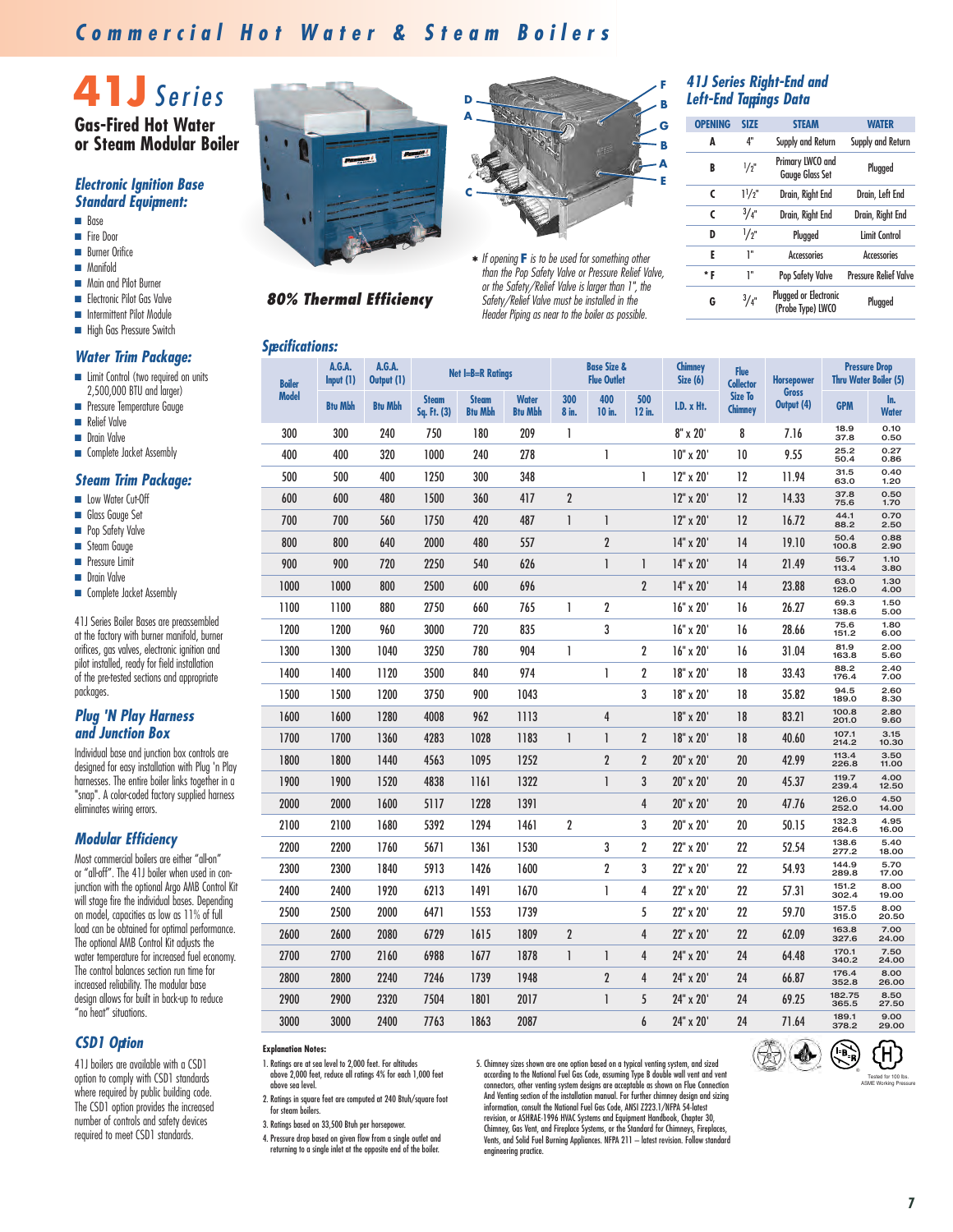# Commercial Hot Water & Steam Boilers

# 41J Series

## Gas-Fired Hot Water or Steam Modular Boiler

### Electronic Ignition Base Standard Equipment:

- Base
- Fire Door
- Burner Orifice
- Manifold
- Main and Pilot Burner
- Electronic Pilot Gas Valve
- Intermittent Pilot Module
- High Gas Pressure Switch

### Water Trim Package:

- Limit Control (two required on units 2,500,000 BTU and larger)
- Pressure Temperature Gauge
- Relief Valve
- Drain Valve
- Complete Jacket Assembly

### Steam Trim Package:

- Low Water Cut-Off
- Glass Gauge Set
- Pop Safety Valve
- Steam Gauge
- Pressure Limit
- Drain Valve
- Complete Jacket Assembly

41J Series Boiler Bases are preassembled at the factory with burner manifold, burner orifices, gas valves, electronic ignition and pilot installed, ready for field installation of the pre-tested sections and appropriate packages.

### Plug 'N Play Harness and Junction Box

Individual base and junction box controls are designed for easy installation with Plug 'n Play harnesses. The entire boiler links together in a "snap". A color-coded factory supplied harness eliminates wiring errors.

### Modular Efficiency

Most commercial boilers are either "all-on" or "all-off". The 41J boiler when used in conjunction with the optional Argo AMB Control Kit will stage fire the individual bases. Depending on model, capacities as low as 11% of full load can be obtained for optimal performance. The optional AMB Control Kit adjusts the water temperature for increased fuel economy. The control balances section run time for increased reliability. The modular base design allows for built in back-up to reduce "no heat" situations.

### CSD1 Option

41J boilers are available with a CSD1 option to comply with CSD1 standards where required by public building code. The CSD1 option provides the increased number of controls and safety devices required to meet CSD1 standards.

**80% Thermal Efficiency**

\* If opening **F** is to be used for something other than the Pop Safety Valve or Pressure Relief Valve, or the Safety/Relief Valve is larger than 1", the Safety/Relief Valve must be installed in the Header Piping as near to the boiler as possible.

### 41J Series Right-End and Left-End Tappings Data

| OPENING | SIZE | STEAM | WATER |
|---|---|---|---|
| A | 4" | Supply and Return | Supply and Return |
| B | 1/2" | Primary LWCO and Gauge Glass Set | Plugged |
| C | 1 1/2" | Drain, Right End | Drain, Left End |
| C | 3/4" | Drain, Right End | Drain, Right End |
| D | 1/2" | Plugged | Limit Control |
| E | 1" | Accessories | Accessories |
| * F | 1" | Pop Safety Valve | Pressure Relief Valve |
| G | 3/4" | Plugged or Electronic (Probe Type) LWCO | Plugged |

### Specifications:

| Boiler Model | A.G.A. Input (1) | A.G.A. Output (1) | Net I=B=R Ratings | | | Base Size & Flue Outlet | | | Chimney Size (6) | Flue Collector Size To Chimney | Horsepower Gross Output (4) | Pressure Drop Thru Water Boiler (5) | |
|---|---|---|---|---|---|---|---|---|---|---|---|---|---|
| | Btu Mbh | Btu Mbh | Steam Sq. Ft. (3) | Steam Btu Mbh | Water Btu Mbh | 300 8 in. | 400 10 in. | 500 12 in. | I.D. x Ht. | | | GPM | In. Water |
| 300 | 300 | 240 | 750 | 180 | 209 | 1 | | | 8" x 20' | 8 | 7.16 | 18.9 / 37.8 | 0.10 / 0.50 |
| 400 | 400 | 320 | 1000 | 240 | 278 | | 1 | | 10" x 20' | 10 | 9.55 | 25.2 / 50.4 | 0.27 / 0.86 |
| 500 | 500 | 400 | 1250 | 300 | 348 | | | 1 | 12" x 20' | 12 | 11.94 | 31.5 / 63.0 | 0.40 / 1.20 |
| 600 | 600 | 480 | 1500 | 360 | 417 | 2 | | | 12" x 20' | 12 | 14.33 | 37.8 / 75.6 | 0.50 / 1.70 |
| 700 | 700 | 560 | 1750 | 420 | 487 | 1 | 1 | | 12" x 20' | 12 | 16.72 | 44.1 / 88.2 | 0.70 / 2.50 |
| 800 | 800 | 640 | 2000 | 480 | 557 | | 2 | | 14" x 20' | 14 | 19.10 | 50.4 / 100.8 | 0.88 / 2.90 |
| 900 | 900 | 720 | 2250 | 540 | 626 | | 1 | 1 | 14" x 20' | 14 | 21.49 | 56.7 / 113.4 | 1.10 / 3.80 |
| 1000 | 1000 | 800 | 2500 | 600 | 696 | | | 2 | 14" x 20' | 14 | 23.88 | 63.0 / 126.0 | 1.30 / 4.00 |
| 1100 | 1100 | 880 | 2750 | 660 | 765 | 1 | 2 | | 16" x 20' | 16 | 26.27 | 69.3 / 138.6 | 1.50 / 5.00 |
| 1200 | 1200 | 960 | 3000 | 720 | 835 | | 3 | | 16" x 20' | 16 | 28.66 | 75.6 / 151.2 | 1.80 / 6.00 |
| 1300 | 1300 | 1040 | 3250 | 780 | 904 | 1 | | 2 | 16" x 20' | 16 | 31.04 | 81.9 / 163.8 | 2.00 / 5.60 |
| 1400 | 1400 | 1120 | 3500 | 840 | 974 | | 1 | 2 | 18" x 20' | 18 | 33.43 | 88.2 / 176.4 | 2.40 / 7.00 |
| 1500 | 1500 | 1200 | 3750 | 900 | 1043 | | | 3 | 18" x 20' | 18 | 35.82 | 94.5 / 189.0 | 2.60 / 8.30 |
| 1600 | 1600 | 1280 | 4008 | 962 | 1113 | | 4 | | 18" x 20' | 18 | 83.21 | 100.8 / 201.0 | 2.80 / 9.60 |
| 1700 | 1700 | 1360 | 4283 | 1028 | 1183 | 1 | 1 | 2 | 18" x 20' | 18 | 40.60 | 107.1 / 214.2 | 3.15 / 10.30 |
| 1800 | 1800 | 1440 | 4563 | 1095 | 1252 | | 2 | 2 | 20" x 20' | 20 | 42.99 | 113.4 / 226.8 | 3.50 / 11.00 |
| 1900 | 1900 | 1520 | 4838 | 1161 | 1322 | | 1 | 3 | 20" x 20' | 20 | 45.37 | 119.7 / 239.4 | 4.00 / 12.50 |
| 2000 | 2000 | 1600 | 5117 | 1228 | 1391 | | | 4 | 20" x 20' | 20 | 47.76 | 126.0 / 252.0 | 4.50 / 14.00 |
| 2100 | 2100 | 1680 | 5392 | 1294 | 1461 | 2 | | 3 | 20" x 20' | 20 | 50.15 | 132.3 / 264.6 | 4.95 / 16.00 |
| 2200 | 2200 | 1760 | 5671 | 1361 | 1530 | | 3 | 2 | 22" x 20' | 22 | 52.54 | 138.6 / 277.2 | 5.40 / 18.00 |
| 2300 | 2300 | 1840 | 5913 | 1426 | 1600 | | 2 | 3 | 22" x 20' | 22 | 54.93 | 144.9 / 289.8 | 5.70 / 17.00 |
| 2400 | 2400 | 1920 | 6213 | 1491 | 1670 | | 1 | 4 | 22" x 20' | 22 | 57.31 | 151.2 / 302.4 | 8.00 / 19.00 |
| 2500 | 2500 | 2000 | 6471 | 1553 | 1739 | | | 5 | 22" x 20' | 22 | 59.70 | 157.5 / 315.0 | 8.00 / 20.50 |
| 2600 | 2600 | 2080 | 6729 | 1615 | 1809 | 2 | | 4 | 22" x 20' | 22 | 62.09 | 163.8 / 327.6 | 7.00 / 24.00 |
| 2700 | 2700 | 2160 | 6988 | 1677 | 1878 | 1 | 1 | 4 | 24" x 20' | 24 | 64.48 | 170.1 / 340.2 | 7.50 / 24.00 |
| 2800 | 2800 | 2240 | 7246 | 1739 | 1948 | | 2 | 4 | 24" x 20' | 24 | 66.87 | 176.4 / 352.8 | 8.00 / 26.00 |
| 2900 | 2900 | 2320 | 7504 | 1801 | 2017 | | 1 | 5 | 24" x 20' | 24 | 69.25 | 182.75 / 365.5 | 8.50 / 27.50 |
| 3000 | 3000 | 2400 | 7763 | 1863 | 2087 | | | 6 | 24" x 20' | 24 | 71.64 | 189.1 / 378.2 | 9.00 / 29.00 |

**Explanation Notes:**

1. Ratings are at sea level to 2,000 feet. For altitudes above 2,000 feet, reduce all ratings 4% for each 1,000 feet above sea level.
2. Ratings in square feet are computed at 240 Btuh/square foot for steam boilers.
3. Ratings based on 33,500 Btuh per horsepower.
4. Pressure drop based on given flow from a single outlet and returning to a single inlet at the opposite end of the boiler.
5. Chimney sizes shown are one option based on a typical venting system, and sized according to the National Fuel Gas Code, assuming Type B double wall vent and vent connectors, other venting system designs are acceptable as shown on Flue Connection And Venting section of the installation manual. For further chimney design and sizing information, consult the National Fuel Gas Code, ANSI Z223.1/NFPA 54-latest revision, or ASHRAE-1996 HVAC Systems and Equipment Handbook, Chapter 30, Chimney, Gas Vent, and Fireplace Systems, or the Standard for Chimneys, Fireplaces, Vents, and Solid Fuel Burning Appliances. NFPA 211 – latest revision. Follow standard engineering practice.

Tested for 100 lbs. ASME Working Pressure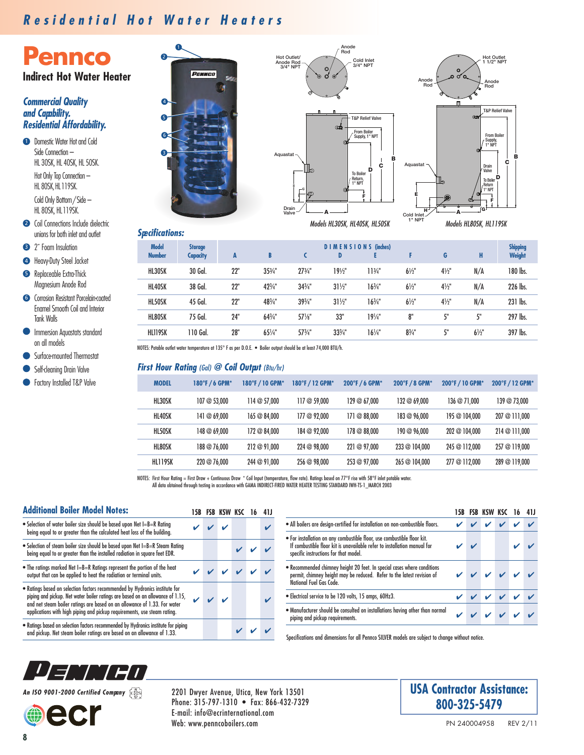# Residential Hot Water Heaters

# Pennco

## Indirect Hot Water Heater

### *Commercial Quality and Capability. Residential Affordability.*

1. Domestic Water Hot and Cold Side Connection – HL 30SK, HL 40SK, HL 50SK.

   Hot Only Top Connection – HL 80SK, HL119SK.

   Cold Only Bottom / Side – HL 80SK, HL119SK.
2. Coil Connections Include dielectric unions for both inlet and outlet
3. 2" Foam Insulation
4. Heavy-Duty Steel Jacket
5. Replaceable Extra-Thick Magnesium Anode Rod
6. Corrosion Resistant Porcelain-coated Enamel Smooth Coil and Interior Tank Walls

- Immersion Aquastats standard on all models
- Surface-mounted Thermostat
- Self-cleaning Drain Valve
- Factory Installed T&P Valve

Hot Outlet/ Anode Rod 3/4" NPT
Anode Rod
Cold Inlet 3/4" NPT
T&P Relief Valve
From Boiler Supply, 1" NPT
Aquastat
To Boiler Return, 1" NPT
Drain Valve
A B C D F G

Models HL30SK, HL40SK, HL50SK

Hot Outlet 1 1/2" NPT
Anode Rod
Anode Rod
T&P Relief Valve
From Boiler Supply, 1" NPT
Drain Valve
Aquastat
To Boiler Return 1" NPT
Cold Inlet 1" NPT
A B C D E F G H

Models HL80SK, HL119SK

### *Specifications:*

| Model Number | Storage Capacity | DIMENSIONS (inches) A | B | C | D | E | F | G | H | Shipping Weight |
|---|---|---|---|---|---|---|---|---|---|---|
| HL30SK | 30 Gal. | 22" | 35¾" | 27¾" | 19½" | 11¾" | 6½" | 4½" | N/A | 180 lbs. |
| HL40SK | 38 Gal. | 22" | 42¾" | 34¾" | 31½" | 16¾" | 6½" | 4½" | N/A | 226 lbs. |
| HL50SK | 45 Gal. | 22" | 48¾" | 39¾" | 31½" | 16¾" | 6½" | 4½" | N/A | 231 lbs. |
| HL80SK | 75 Gal. | 24" | 64¾" | 57⅛" | 33" | 19¼" | 8" | 5" | 5" | 297 lbs. |
| HL119SK | 110 Gal. | 28" | 65¼" | 57¾" | 33¾" | 16¼" | 8¾" | 5" | 6½" | 397 lbs. |

NOTES: Potable outlet water temperature at 135° F as per D.O.E. • Boiler output should be at least 74,000 BTU/h.

### *First Hour Rating (Gal) @ Coil Output (Btu/hr)*

| MODEL | 180°F / 6 GPM* | 180°F / 10 GPM* | 180°F / 12 GPM* | 200°F / 6 GPM* | 200°F / 8 GPM* | 200°F / 10 GPM* | 200°F / 12 GPM* |
|---|---|---|---|---|---|---|---|
| HL30SK | 107 @ 53,000 | 114 @ 57,000 | 117 @ 59,000 | 129 @ 67,000 | 132 @ 69,000 | 136 @ 71,000 | 139 @ 73,000 |
| HL40SK | 141 @ 69,000 | 165 @ 84,000 | 177 @ 92,000 | 171 @ 88,000 | 183 @ 96,000 | 195 @ 104,000 | 207 @ 111,000 |
| HL50SK | 148 @ 69,000 | 172 @ 84,000 | 184 @ 92,000 | 178 @ 88,000 | 190 @ 96,000 | 202 @ 104,000 | 214 @ 111,000 |
| HL80SK | 188 @ 76,000 | 212 @ 91,000 | 224 @ 98,000 | 221 @ 97,000 | 233 @ 104,000 | 245 @ 112,000 | 257 @ 119,000 |
| HL119SK | 220 @ 76,000 | 244 @ 91,000 | 256 @ 98,000 | 253 @ 97,000 | 265 @ 104,000 | 277 @ 112,000 | 289 @ 119,000 |

NOTES: First Hour Rating = First Draw + Continuous Draw * Coil Input (temperature, flow rate). Ratings based on 77°F rise with 58°F inlet potable water.
All data obtained through testing in accordance with GAMA INDIRECT-FIRED WATER HEATER TESTING STANDARD IWH-TS-1_MARCH 2003

## Additional Boiler Model Notes:

| | 15B | FSB | KSW | KSC | 16 | 41J |
|---|---|---|---|---|---|---|
| • Selection of water boiler size should be based upon Net I=B=R Rating being equal to or greater than the calculated heat loss of the building. | ✔ | ✔ | ✔ | | | ✔ |
| • Selection of steam boiler size should be based upon Net I=B=R Steam Rating being equal to or greater than the installed radiation in square feet EDR. | | | | ✔ | ✔ | ✔ |
| • The ratings marked Net I=B=R Ratings represent the portion of the heat output that can be applied to heat the radiation or terminal units. | ✔ | ✔ | ✔ | ✔ | ✔ | ✔ |
| • Ratings based on selection factors recommended by Hydronics institute for piping and pickup. Net water boiler ratings are based on an allowance of 1.15, and net steam boiler ratings are based on an allowance of 1.33. For water applications with high piping and pickup requirements, use steam rating. | ✔ | ✔ | ✔ | | | ✔ |
| • Ratings based on selection factors recommended by Hydronics institute for piping and pickup. Net steam boiler ratings are based on an allowance of 1.33. | | | | ✔ | ✔ | ✔ |

| | 15B | FSB | KSW | KSC | 16 | 41J |
|---|---|---|---|---|---|---|
| • All boilers are design-certified for installation on non-combustible floors. | ✔ | ✔ | ✔ | ✔ | ✔ | ✔ |
| • For installation on any combustible floor, use combustible floor kit. If combustible floor kit is unavailable refer to installation manual for specific instructions for that model. | ✔ | ✔ | | | ✔ | ✔ |
| • Recommended chimney height 20 feet. In special cases where conditions permit, chimney height may be reduced. Refer to the latest revision of National Fuel Gas Code. | ✔ | ✔ | ✔ | ✔ | ✔ | ✔ |
| • Electrical service to be 120 volts, 15 amps, 60Hz3. | ✔ | ✔ | ✔ | ✔ | ✔ | ✔ |
| • Manufacturer should be consulted on installations having other than normal piping and pickup requirements. | ✔ | ✔ | ✔ | ✔ | ✔ | ✔ |

Specifications and dimensions for all Pennco SILVER models are subject to change without notice.

PENNCO

An ISO 9001-2000 Certified Company

ecr

2201 Dwyer Avenue, Utica, New York 13501
Phone: 315-797-1310 • Fax: 866-432-7329
E-mail: info@ecrinternational.com
Web: www.penncoboilers.com

**USA Contractor Assistance: 800-325-5479**

PN 240004958 REV 2/11